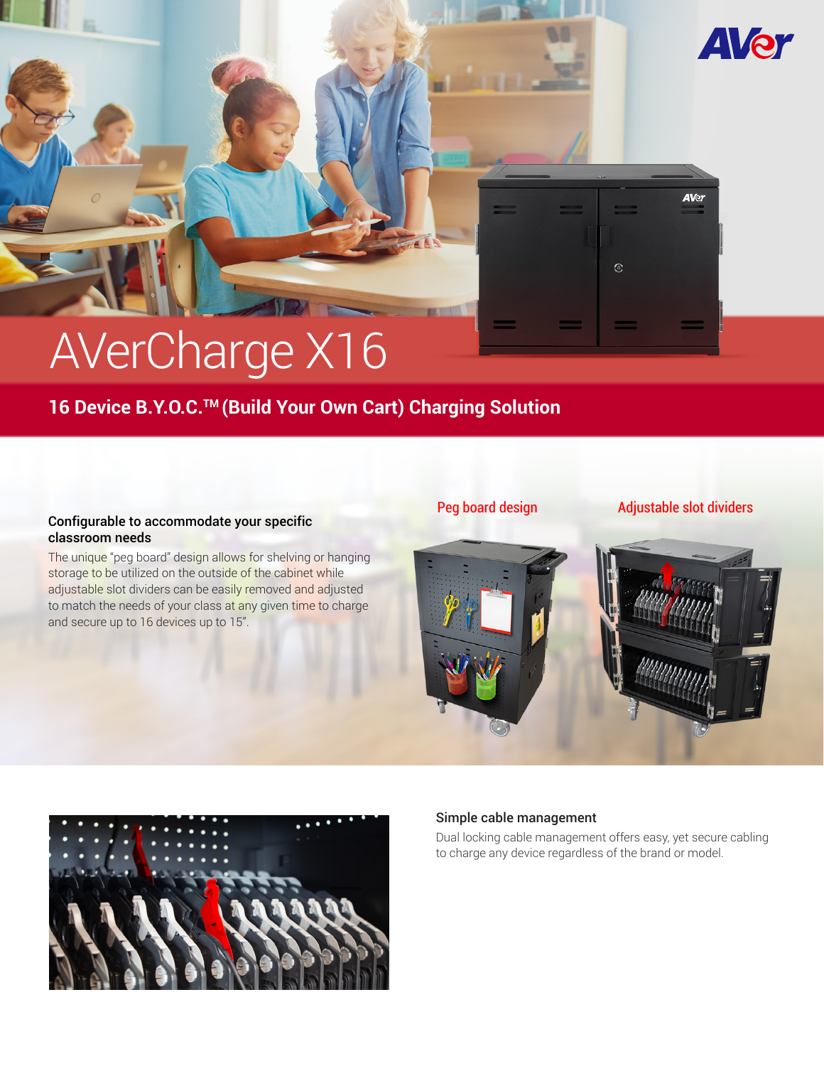# AVerCharge X16

## 16 Device B.Y.O.C.™ (Build Your Own Cart) Charging Solution

### Configurable to accommodate your specific classroom needs

The unique "peg board" design allows for shelving or hanging storage to be utilized on the outside of the cabinet while adjustable slot dividers can be easily removed and adjusted to match the needs of your class at any given time to charge and secure up to 16 devices up to 15".

Peg board design

Adjustable slot dividers

### Simple cable management

Dual locking cable management offers easy, yet secure cabling to charge any device regardless of the brand or model.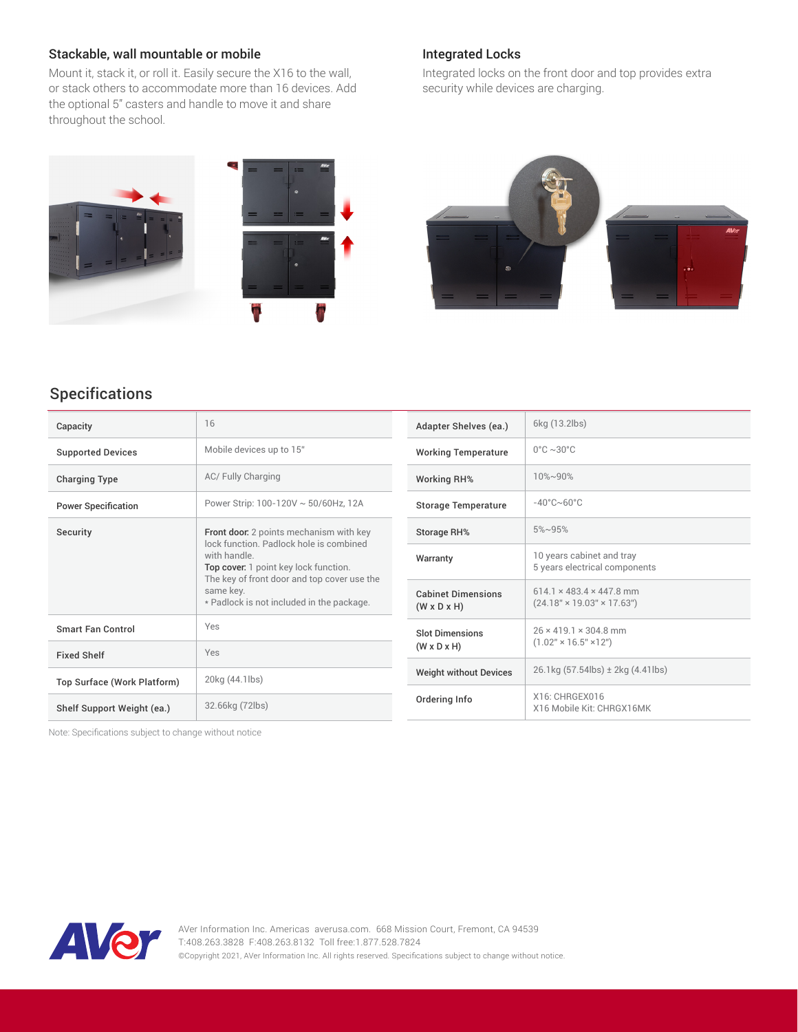### Stackable, wall mountable or mobile

Mount it, stack it, or roll it. Easily secure the X16 to the wall, or stack others to accommodate more than 16 devices. Add the optional 5" casters and handle to move it and share throughout the school.

### Integrated Locks

Integrated locks on the front door and top provides extra security while devices are charging.

## Specifications

| | |
|---|---|
| **Capacity** | 16 |
| **Supported Devices** | Mobile devices up to 15" |
| **Charging Type** | AC/ Fully Charging |
| **Power Specification** | Power Strip: 100-120V ~ 50/60Hz, 12A |
| **Security** | **Front door:** 2 points mechanism with key lock function. Padlock hole is combined with handle.<br>**Top cover:** 1 point key lock function.<br>The key of front door and top cover use the same key.<br>* Padlock is not included in the package. |
| **Smart Fan Control** | Yes |
| **Fixed Shelf** | Yes |
| **Top Surface (Work Platform)** | 20kg (44.1lbs) |
| **Shelf Support Weight (ea.)** | 32.66kg (72lbs) |

| | |
|---|---|
| **Adapter Shelves (ea.)** | 6kg (13.2lbs) |
| **Working Temperature** | 0°C ~30°C |
| **Working RH%** | 10%~90% |
| **Storage Temperature** | -40°C~60°C |
| **Storage RH%** | 5%~95% |
| **Warranty** | 10 years cabinet and tray<br>5 years electrical components |
| **Cabinet Dimensions (W x D x H)** | 614.1 × 483.4 × 447.8 mm<br>(24.18" × 19.03" × 17.63") |
| **Slot Dimensions (W x D x H)** | 26 × 419.1 × 304.8 mm<br>(1.02" × 16.5" ×12") |
| **Weight without Devices** | 26.1kg (57.54lbs) ± 2kg (4.41lbs) |
| **Ordering Info** | X16: CHRGEX016<br>X16 Mobile Kit: CHRGX16MK |

Note: Specifications subject to change without notice

AVer Information Inc. Americas averusa.com. 668 Mission Court, Fremont, CA 94539
T:408.263.3828 F:408.263.8132 Toll free:1.877.528.7824
©Copyright 2021, AVer Information Inc. All rights reserved. Specifications subject to change without notice.